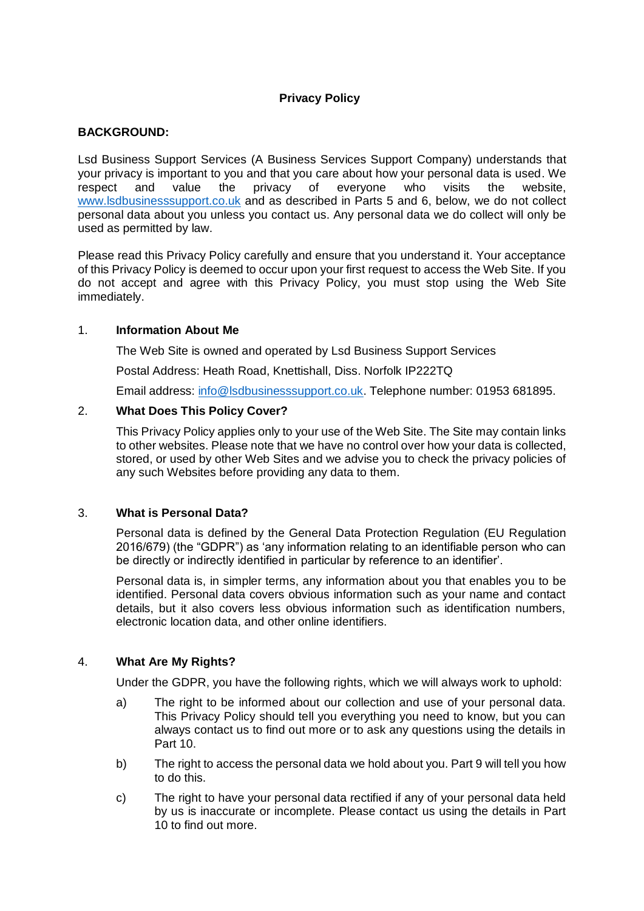# Privacy Policy

**BACKGROUND:**

Lsd Business Support Services (A Business Services Support Company) understands that your privacy is important to you and that you care about how your personal data is used. We respect and value the privacy of everyone who visits the website, www.lsdbusinesssupport.co.uk and as described in Parts 5 and 6, below, we do not collect personal data about you unless you contact us. Any personal data we do collect will only be used as permitted by law.

Please read this Privacy Policy carefully and ensure that you understand it. Your acceptance of this Privacy Policy is deemed to occur upon your first request to access the Web Site. If you do not accept and agree with this Privacy Policy, you must stop using the Web Site immediately.

## 1. Information About Me

The Web Site is owned and operated by Lsd Business Support Services

Postal Address: Heath Road, Knettishall, Diss. Norfolk IP222TQ

Email address: info@lsdbusinesssupport.co.uk. Telephone number: 01953 681895.

## 2. What Does This Policy Cover?

This Privacy Policy applies only to your use of the Web Site. The Site may contain links to other websites. Please note that we have no control over how your data is collected, stored, or used by other Web Sites and we advise you to check the privacy policies of any such Websites before providing any data to them.

## 3. What is Personal Data?

Personal data is defined by the General Data Protection Regulation (EU Regulation 2016/679) (the "GDPR") as 'any information relating to an identifiable person who can be directly or indirectly identified in particular by reference to an identifier'.

Personal data is, in simpler terms, any information about you that enables you to be identified. Personal data covers obvious information such as your name and contact details, but it also covers less obvious information such as identification numbers, electronic location data, and other online identifiers.

## 4. What Are My Rights?

Under the GDPR, you have the following rights, which we will always work to uphold:

a) The right to be informed about our collection and use of your personal data. This Privacy Policy should tell you everything you need to know, but you can always contact us to find out more or to ask any questions using the details in Part 10.

b) The right to access the personal data we hold about you. Part 9 will tell you how to do this.

c) The right to have your personal data rectified if any of your personal data held by us is inaccurate or incomplete. Please contact us using the details in Part 10 to find out more.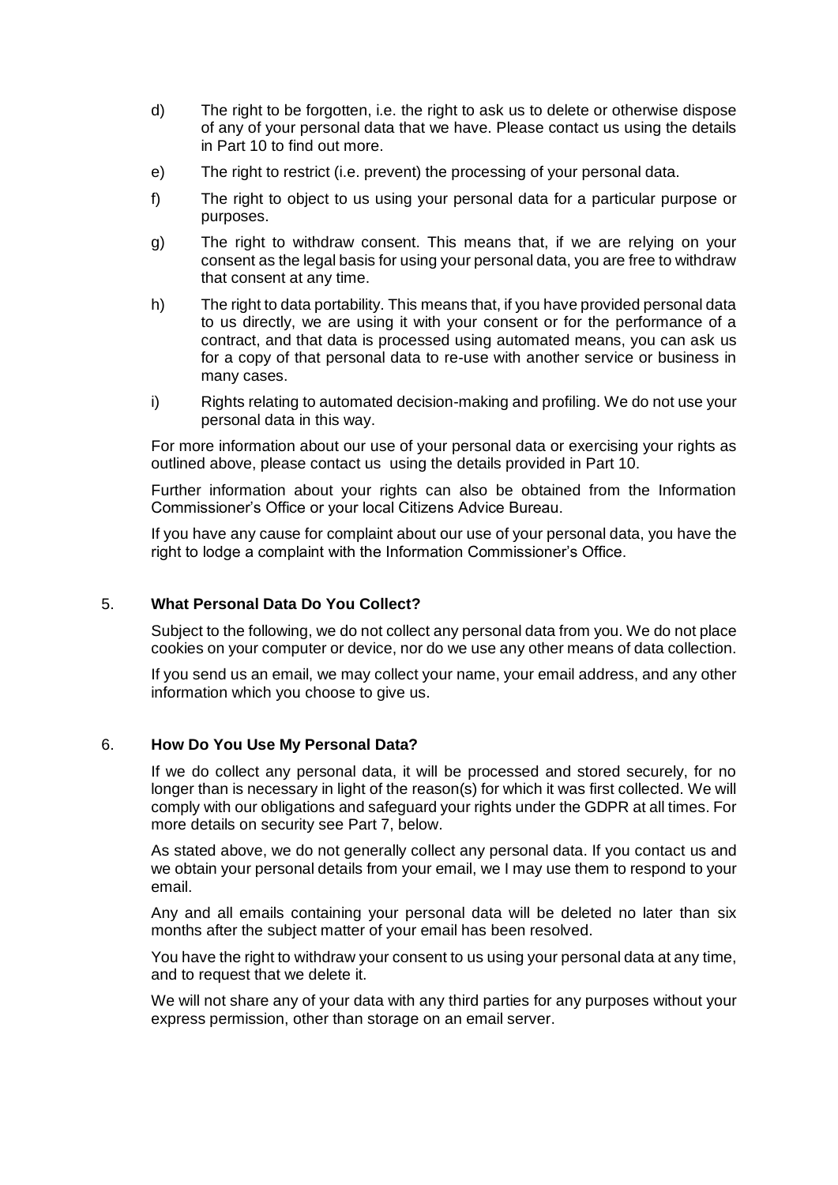d) The right to be forgotten, i.e. the right to ask us to delete or otherwise dispose of any of your personal data that we have. Please contact us using the details in Part 10 to find out more.

e) The right to restrict (i.e. prevent) the processing of your personal data.

f) The right to object to us using your personal data for a particular purpose or purposes.

g) The right to withdraw consent. This means that, if we are relying on your consent as the legal basis for using your personal data, you are free to withdraw that consent at any time.

h) The right to data portability. This means that, if you have provided personal data to us directly, we are using it with your consent or for the performance of a contract, and that data is processed using automated means, you can ask us for a copy of that personal data to re-use with another service or business in many cases.

i) Rights relating to automated decision-making and profiling. We do not use your personal data in this way.

For more information about our use of your personal data or exercising your rights as outlined above, please contact us using the details provided in Part 10.

Further information about your rights can also be obtained from the Information Commissioner's Office or your local Citizens Advice Bureau.

If you have any cause for complaint about our use of your personal data, you have the right to lodge a complaint with the Information Commissioner's Office.

## 5. **What Personal Data Do You Collect?**

Subject to the following, we do not collect any personal data from you. We do not place cookies on your computer or device, nor do we use any other means of data collection.

If you send us an email, we may collect your name, your email address, and any other information which you choose to give us.

## 6. **How Do You Use My Personal Data?**

If we do collect any personal data, it will be processed and stored securely, for no longer than is necessary in light of the reason(s) for which it was first collected. We will comply with our obligations and safeguard your rights under the GDPR at all times. For more details on security see Part 7, below.

As stated above, we do not generally collect any personal data. If you contact us and we obtain your personal details from your email, we I may use them to respond to your email.

Any and all emails containing your personal data will be deleted no later than six months after the subject matter of your email has been resolved.

You have the right to withdraw your consent to us using your personal data at any time, and to request that we delete it.

We will not share any of your data with any third parties for any purposes without your express permission, other than storage on an email server.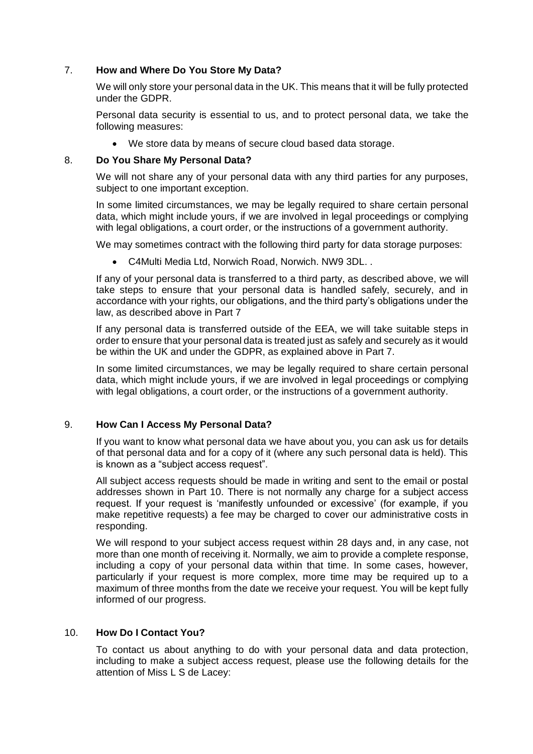## 7. How and Where Do You Store My Data?

We will only store your personal data in the UK. This means that it will be fully protected under the GDPR.

Personal data security is essential to us, and to protect personal data, we take the following measures:

- We store data by means of secure cloud based data storage.

## 8. Do You Share My Personal Data?

We will not share any of your personal data with any third parties for any purposes, subject to one important exception.

In some limited circumstances, we may be legally required to share certain personal data, which might include yours, if we are involved in legal proceedings or complying with legal obligations, a court order, or the instructions of a government authority.

We may sometimes contract with the following third party for data storage purposes:

- C4Multi Media Ltd, Norwich Road, Norwich. NW9 3DL. .

If any of your personal data is transferred to a third party, as described above, we will take steps to ensure that your personal data is handled safely, securely, and in accordance with your rights, our obligations, and the third party's obligations under the law, as described above in Part 7

If any personal data is transferred outside of the EEA, we will take suitable steps in order to ensure that your personal data is treated just as safely and securely as it would be within the UK and under the GDPR, as explained above in Part 7.

In some limited circumstances, we may be legally required to share certain personal data, which might include yours, if we are involved in legal proceedings or complying with legal obligations, a court order, or the instructions of a government authority.

## 9. How Can I Access My Personal Data?

If you want to know what personal data we have about you, you can ask us for details of that personal data and for a copy of it (where any such personal data is held). This is known as a "subject access request".

All subject access requests should be made in writing and sent to the email or postal addresses shown in Part 10. There is not normally any charge for a subject access request. If your request is 'manifestly unfounded or excessive' (for example, if you make repetitive requests) a fee may be charged to cover our administrative costs in responding.

We will respond to your subject access request within 28 days and, in any case, not more than one month of receiving it. Normally, we aim to provide a complete response, including a copy of your personal data within that time. In some cases, however, particularly if your request is more complex, more time may be required up to a maximum of three months from the date we receive your request. You will be kept fully informed of our progress.

## 10. How Do I Contact You?

To contact us about anything to do with your personal data and data protection, including to make a subject access request, please use the following details for the attention of Miss L S de Lacey: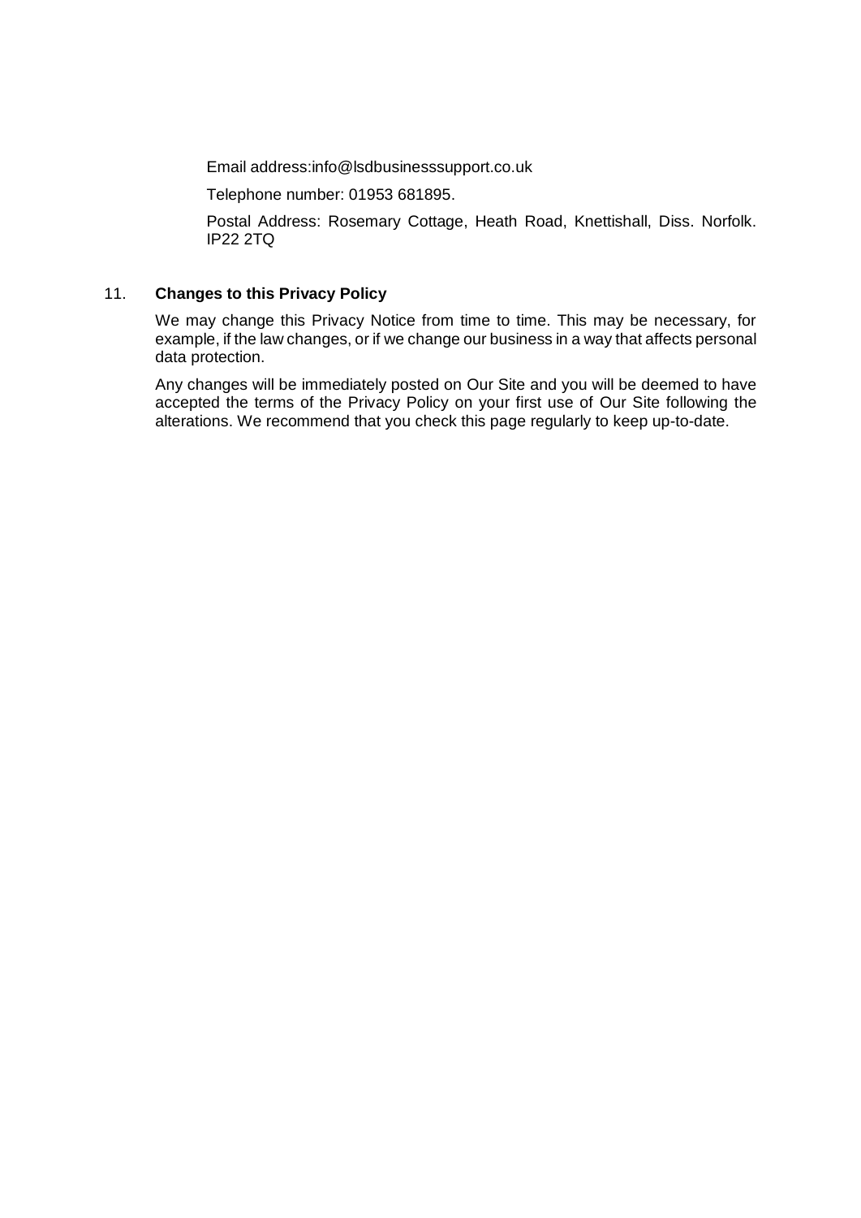Email address:info@lsdbusinesssupport.co.uk

Telephone number: 01953 681895.

Postal Address: Rosemary Cottage, Heath Road, Knettishall, Diss. Norfolk. IP22 2TQ

## 11. Changes to this Privacy Policy

We may change this Privacy Notice from time to time. This may be necessary, for example, if the law changes, or if we change our business in a way that affects personal data protection.

Any changes will be immediately posted on Our Site and you will be deemed to have accepted the terms of the Privacy Policy on your first use of Our Site following the alterations. We recommend that you check this page regularly to keep up-to-date.